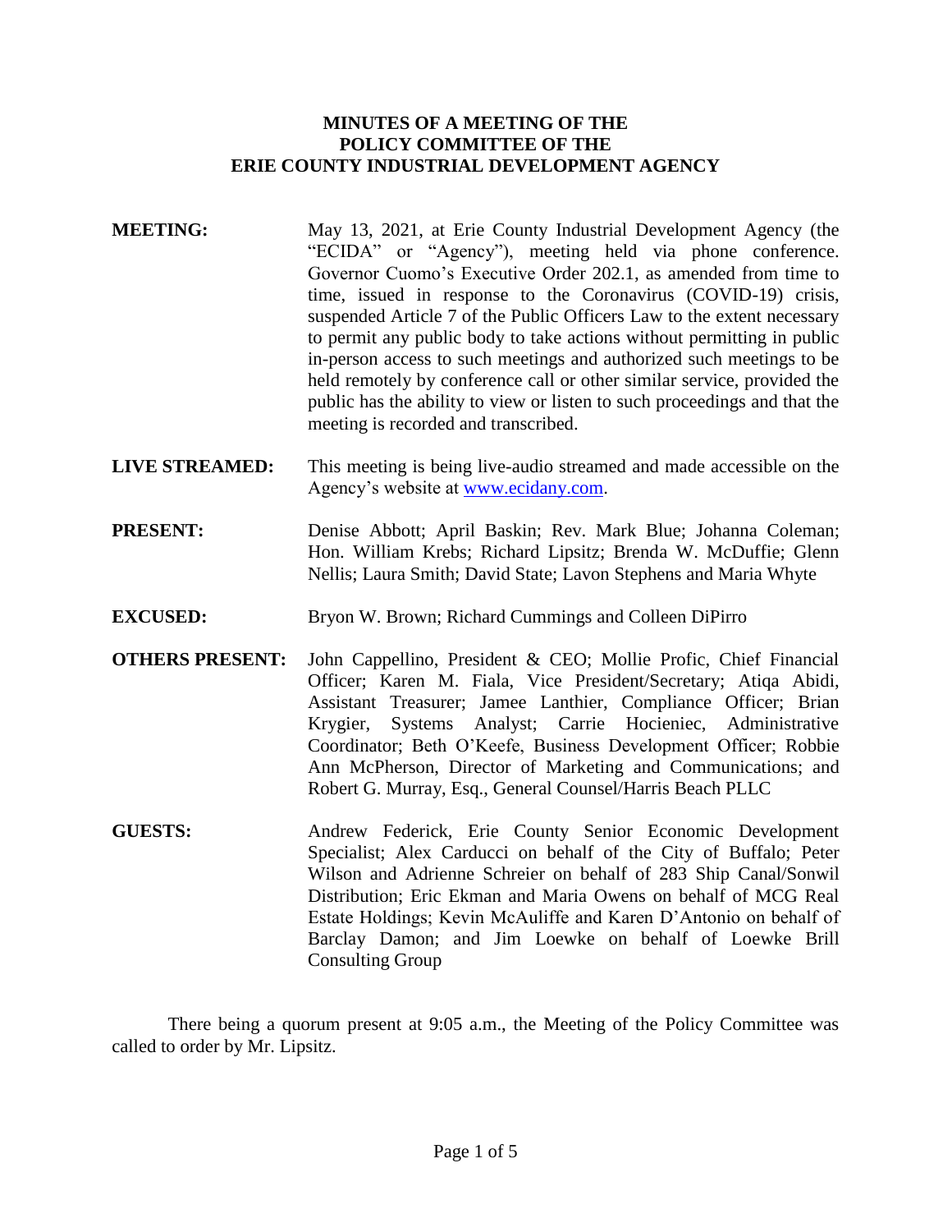**MINUTES OF A MEETING OF THE**
**POLICY COMMITTEE OF THE**
**ERIE COUNTY INDUSTRIAL DEVELOPMENT AGENCY**

**MEETING:** May 13, 2021, at Erie County Industrial Development Agency (the "ECIDA" or "Agency"), meeting held via phone conference. Governor Cuomo's Executive Order 202.1, as amended from time to time, issued in response to the Coronavirus (COVID-19) crisis, suspended Article 7 of the Public Officers Law to the extent necessary to permit any public body to take actions without permitting in public in-person access to such meetings and authorized such meetings to be held remotely by conference call or other similar service, provided the public has the ability to view or listen to such proceedings and that the meeting is recorded and transcribed.

**LIVE STREAMED:** This meeting is being live-audio streamed and made accessible on the Agency's website at www.ecidany.com.

**PRESENT:** Denise Abbott; April Baskin; Rev. Mark Blue; Johanna Coleman; Hon. William Krebs; Richard Lipsitz; Brenda W. McDuffie; Glenn Nellis; Laura Smith; David State; Lavon Stephens and Maria Whyte

**EXCUSED:** Bryon W. Brown; Richard Cummings and Colleen DiPirro

**OTHERS PRESENT:** John Cappellino, President & CEO; Mollie Profic, Chief Financial Officer; Karen M. Fiala, Vice President/Secretary; Atiqa Abidi, Assistant Treasurer; Jamee Lanthier, Compliance Officer; Brian Krygier, Systems Analyst; Carrie Hocieniec, Administrative Coordinator; Beth O'Keefe, Business Development Officer; Robbie Ann McPherson, Director of Marketing and Communications; and Robert G. Murray, Esq., General Counsel/Harris Beach PLLC

**GUESTS:** Andrew Federick, Erie County Senior Economic Development Specialist; Alex Carducci on behalf of the City of Buffalo; Peter Wilson and Adrienne Schreier on behalf of 283 Ship Canal/Sonwil Distribution; Eric Ekman and Maria Owens on behalf of MCG Real Estate Holdings; Kevin McAuliffe and Karen D'Antonio on behalf of Barclay Damon; and Jim Loewke on behalf of Loewke Brill Consulting Group

There being a quorum present at 9:05 a.m., the Meeting of the Policy Committee was called to order by Mr. Lipsitz.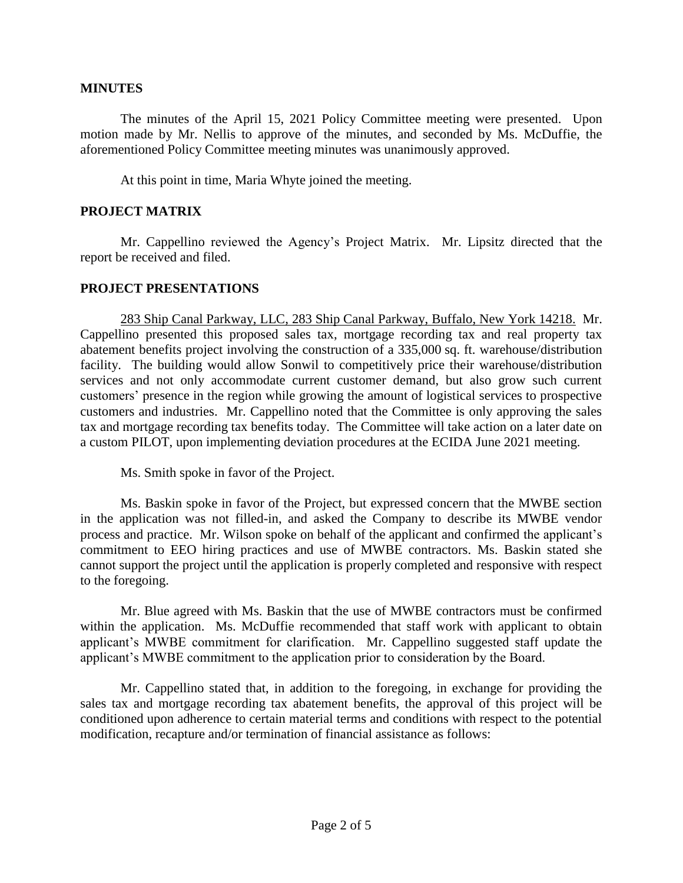## MINUTES

The minutes of the April 15, 2021 Policy Committee meeting were presented. Upon motion made by Mr. Nellis to approve of the minutes, and seconded by Ms. McDuffie, the aforementioned Policy Committee meeting minutes was unanimously approved.

At this point in time, Maria Whyte joined the meeting.

## PROJECT MATRIX

Mr. Cappellino reviewed the Agency's Project Matrix. Mr. Lipsitz directed that the report be received and filed.

## PROJECT PRESENTATIONS

283 Ship Canal Parkway, LLC, 283 Ship Canal Parkway, Buffalo, New York 14218. Mr. Cappellino presented this proposed sales tax, mortgage recording tax and real property tax abatement benefits project involving the construction of a 335,000 sq. ft. warehouse/distribution facility. The building would allow Sonwil to competitively price their warehouse/distribution services and not only accommodate current customer demand, but also grow such current customers' presence in the region while growing the amount of logistical services to prospective customers and industries. Mr. Cappellino noted that the Committee is only approving the sales tax and mortgage recording tax benefits today. The Committee will take action on a later date on a custom PILOT, upon implementing deviation procedures at the ECIDA June 2021 meeting.

Ms. Smith spoke in favor of the Project.

Ms. Baskin spoke in favor of the Project, but expressed concern that the MWBE section in the application was not filled-in, and asked the Company to describe its MWBE vendor process and practice. Mr. Wilson spoke on behalf of the applicant and confirmed the applicant's commitment to EEO hiring practices and use of MWBE contractors. Ms. Baskin stated she cannot support the project until the application is properly completed and responsive with respect to the foregoing.

Mr. Blue agreed with Ms. Baskin that the use of MWBE contractors must be confirmed within the application. Ms. McDuffie recommended that staff work with applicant to obtain applicant's MWBE commitment for clarification. Mr. Cappellino suggested staff update the applicant's MWBE commitment to the application prior to consideration by the Board.

Mr. Cappellino stated that, in addition to the foregoing, in exchange for providing the sales tax and mortgage recording tax abatement benefits, the approval of this project will be conditioned upon adherence to certain material terms and conditions with respect to the potential modification, recapture and/or termination of financial assistance as follows: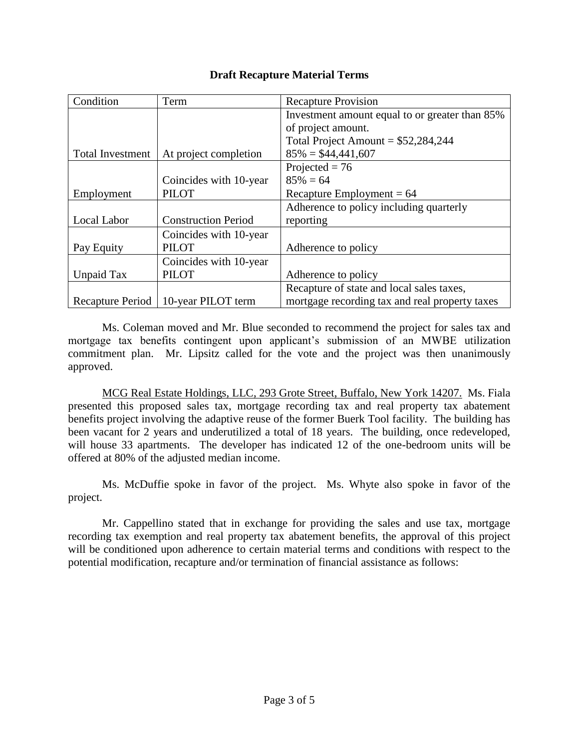**Draft Recapture Material Terms**

| Condition | Term | Recapture Provision |
|---|---|---|
| Total Investment | At project completion | Investment amount equal to or greater than 85% of project amount. Total Project Amount = $52,284,244 85% = $44,441,607 |
| Employment | Coincides with 10-year PILOT | Projected = 76 85% = 64 Recapture Employment = 64 |
| Local Labor | Construction Period | Adherence to policy including quarterly reporting |
| Pay Equity | Coincides with 10-year PILOT | Adherence to policy |
| Unpaid Tax | Coincides with 10-year PILOT | Adherence to policy |
| Recapture Period | 10-year PILOT term | Recapture of state and local sales taxes, mortgage recording tax and real property taxes |

Ms. Coleman moved and Mr. Blue seconded to recommend the project for sales tax and mortgage tax benefits contingent upon applicant's submission of an MWBE utilization commitment plan. Mr. Lipsitz called for the vote and the project was then unanimously approved.

MCG Real Estate Holdings, LLC, 293 Grote Street, Buffalo, New York 14207. Ms. Fiala presented this proposed sales tax, mortgage recording tax and real property tax abatement benefits project involving the adaptive reuse of the former Buerk Tool facility. The building has been vacant for 2 years and underutilized a total of 18 years. The building, once redeveloped, will house 33 apartments. The developer has indicated 12 of the one-bedroom units will be offered at 80% of the adjusted median income.

Ms. McDuffie spoke in favor of the project. Ms. Whyte also spoke in favor of the project.

Mr. Cappellino stated that in exchange for providing the sales and use tax, mortgage recording tax exemption and real property tax abatement benefits, the approval of this project will be conditioned upon adherence to certain material terms and conditions with respect to the potential modification, recapture and/or termination of financial assistance as follows: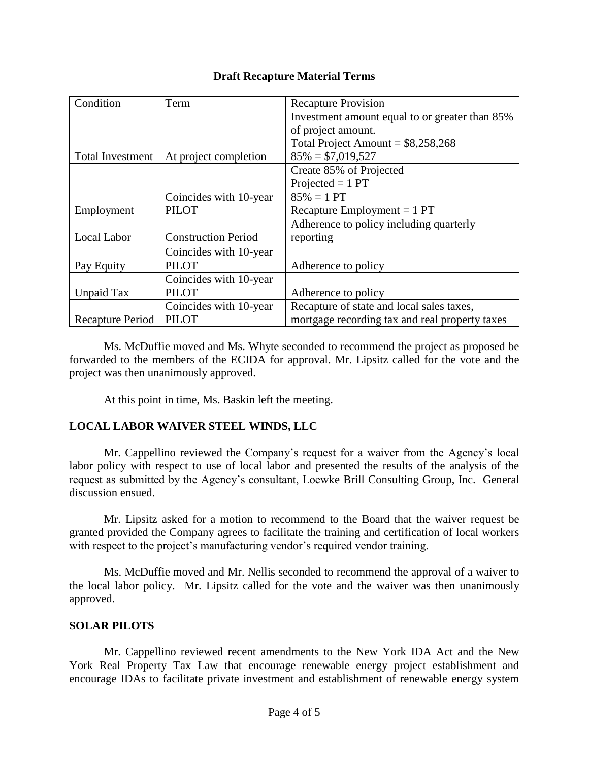**Draft Recapture Material Terms**

| Condition | Term | Recapture Provision |
|---|---|---|
| Total Investment | At project completion | Investment amount equal to or greater than 85% of project amount.<br>Total Project Amount = $8,258,268<br>85% = $7,019,527 |
| Employment | Coincides with 10-year PILOT | Create 85% of Projected<br>Projected = 1 PT<br>85% = 1 PT<br>Recapture Employment = 1 PT |
| Local Labor | Construction Period | Adherence to policy including quarterly reporting |
| Pay Equity | Coincides with 10-year PILOT | Adherence to policy |
| Unpaid Tax | Coincides with 10-year PILOT | Adherence to policy |
| Recapture Period | Coincides with 10-year PILOT | Recapture of state and local sales taxes, mortgage recording tax and real property taxes |

Ms. McDuffie moved and Ms. Whyte seconded to recommend the project as proposed be forwarded to the members of the ECIDA for approval. Mr. Lipsitz called for the vote and the project was then unanimously approved.

At this point in time, Ms. Baskin left the meeting.

## LOCAL LABOR WAIVER STEEL WINDS, LLC

Mr. Cappellino reviewed the Company's request for a waiver from the Agency's local labor policy with respect to use of local labor and presented the results of the analysis of the request as submitted by the Agency's consultant, Loewke Brill Consulting Group, Inc. General discussion ensued.

Mr. Lipsitz asked for a motion to recommend to the Board that the waiver request be granted provided the Company agrees to facilitate the training and certification of local workers with respect to the project's manufacturing vendor's required vendor training.

Ms. McDuffie moved and Mr. Nellis seconded to recommend the approval of a waiver to the local labor policy. Mr. Lipsitz called for the vote and the waiver was then unanimously approved.

## SOLAR PILOTS

Mr. Cappellino reviewed recent amendments to the New York IDA Act and the New York Real Property Tax Law that encourage renewable energy project establishment and encourage IDAs to facilitate private investment and establishment of renewable energy system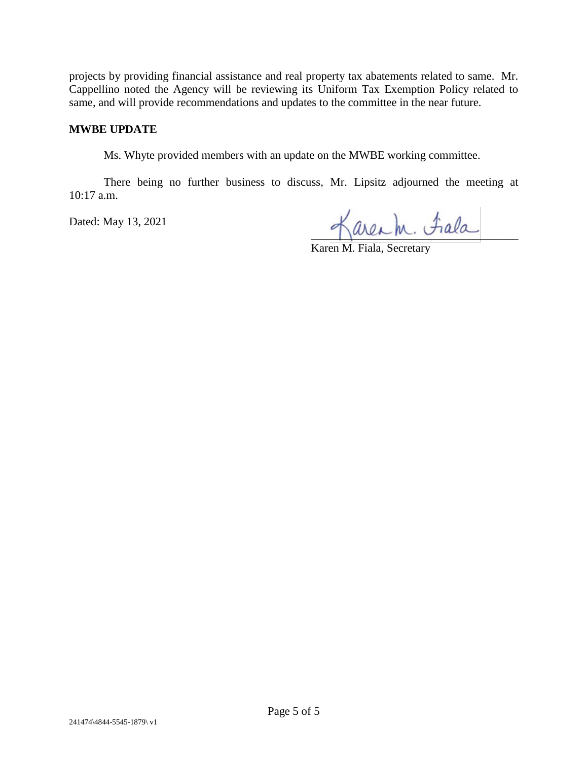projects by providing financial assistance and real property tax abatements related to same. Mr. Cappellino noted the Agency will be reviewing its Uniform Tax Exemption Policy related to same, and will provide recommendations and updates to the committee in the near future.

**MWBE UPDATE**

Ms. Whyte provided members with an update on the MWBE working committee.

There being no further business to discuss, Mr. Lipsitz adjourned the meeting at 10:17 a.m.

Dated: May 13, 2021

Karen M. Fiala

Karen M. Fiala, Secretary

241474\4844-5545-1879\ v1